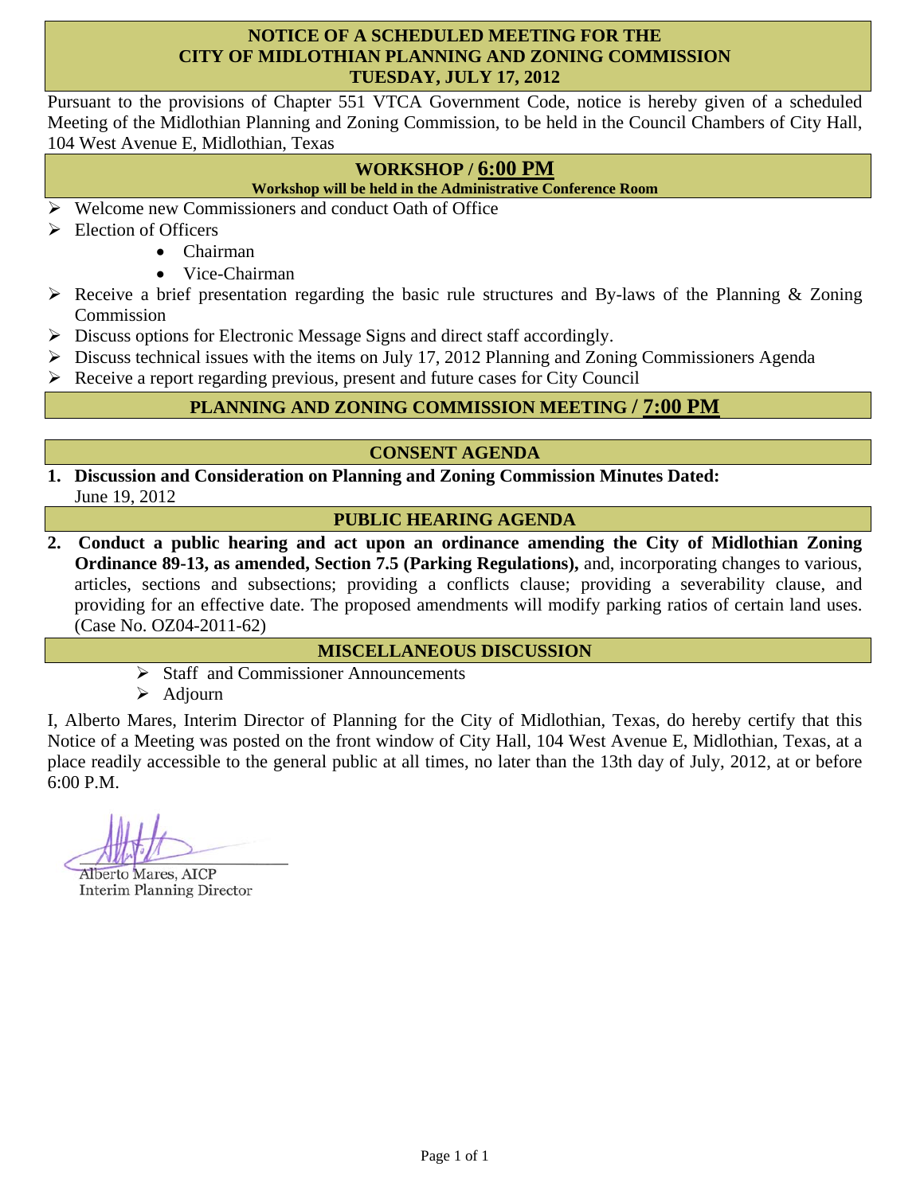# NOTICE OF A SCHEDULED MEETING FOR THE CITY OF MIDLOTHIAN PLANNING AND ZONING COMMISSION TUESDAY, JULY 17, 2012

Pursuant to the provisions of Chapter 551 VTCA Government Code, notice is hereby given of a scheduled Meeting of the Midlothian Planning and Zoning Commission, to be held in the Council Chambers of City Hall, 104 West Avenue E, Midlothian, Texas

## WORKSHOP / 6:00 PM

**Workshop will be held in the Administrative Conference Room**

- Welcome new Commissioners and conduct Oath of Office
- Election of Officers
  - Chairman
  - Vice-Chairman
- Receive a brief presentation regarding the basic rule structures and By-laws of the Planning & Zoning Commission
- Discuss options for Electronic Message Signs and direct staff accordingly.
- Discuss technical issues with the items on July 17, 2012 Planning and Zoning Commissioners Agenda
- Receive a report regarding previous, present and future cases for City Council

## PLANNING AND ZONING COMMISSION MEETING / 7:00 PM

## CONSENT AGENDA

1. **Discussion and Consideration on Planning and Zoning Commission Minutes Dated:** June 19, 2012

## PUBLIC HEARING AGENDA

2. **Conduct a public hearing and act upon an ordinance amending the City of Midlothian Zoning Ordinance 89-13, as amended, Section 7.5 (Parking Regulations),** and, incorporating changes to various, articles, sections and subsections; providing a conflicts clause; providing a severability clause, and providing for an effective date. The proposed amendments will modify parking ratios of certain land uses. (Case No. OZ04-2011-62)

## MISCELLANEOUS DISCUSSION

- Staff and Commissioner Announcements
- Adjourn

I, Alberto Mares, Interim Director of Planning for the City of Midlothian, Texas, do hereby certify that this Notice of a Meeting was posted on the front window of City Hall, 104 West Avenue E, Midlothian, Texas, at a place readily accessible to the general public at all times, no later than the 13th day of July, 2012, at or before 6:00 P.M.

Alberto Mares, AICP
Interim Planning Director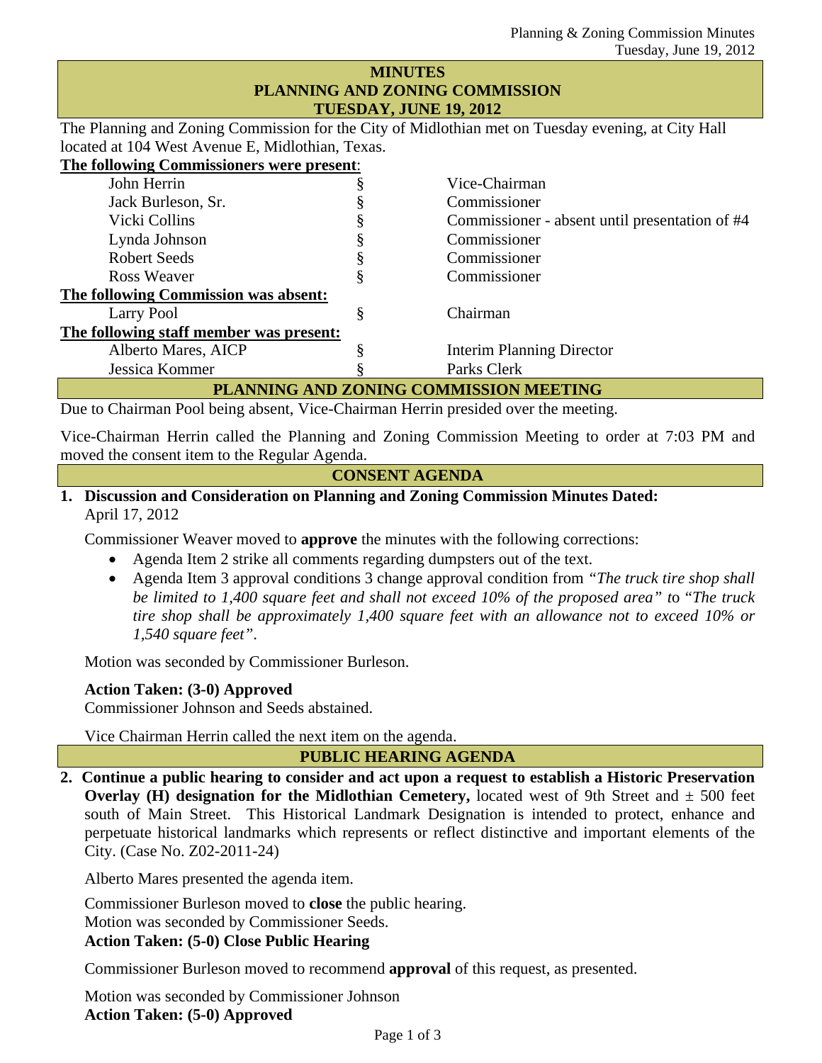# MINUTES
# PLANNING AND ZONING COMMISSION
# TUESDAY, JUNE 19, 2012

The Planning and Zoning Commission for the City of Midlothian met on Tuesday evening, at City Hall located at 104 West Avenue E, Midlothian, Texas.

**The following Commissioners were present:**

| | | |
|---|---|---|
| John Herrin | § | Vice-Chairman |
| Jack Burleson, Sr. | § | Commissioner |
| Vicki Collins | § | Commissioner - absent until presentation of #4 |
| Lynda Johnson | § | Commissioner |
| Robert Seeds | § | Commissioner |
| Ross Weaver | § | Commissioner |
| **The following Commission was absent:** | | |
| Larry Pool | § | Chairman |
| **The following staff member was present:** | | |
| Alberto Mares, AICP | § | Interim Planning Director |
| Jessica Kommer | § | Parks Clerk |

## PLANNING AND ZONING COMMISSION MEETING

Due to Chairman Pool being absent, Vice-Chairman Herrin presided over the meeting.

Vice-Chairman Herrin called the Planning and Zoning Commission Meeting to order at 7:03 PM and moved the consent item to the Regular Agenda.

## CONSENT AGENDA

**1. Discussion and Consideration on Planning and Zoning Commission Minutes Dated:**
April 17, 2012

Commissioner Weaver moved to **approve** the minutes with the following corrections:

- Agenda Item 2 strike all comments regarding dumpsters out of the text.
- Agenda Item 3 approval conditions 3 change approval condition from *"The truck tire shop shall be limited to 1,400 square feet and shall not exceed 10% of the proposed area"* to "*The truck tire shop shall be approximately 1,400 square feet with an allowance not to exceed 10% or 1,540 square feet"*.

Motion was seconded by Commissioner Burleson.

**Action Taken: (3-0) Approved**
Commissioner Johnson and Seeds abstained.

Vice Chairman Herrin called the next item on the agenda.

## PUBLIC HEARING AGENDA

**2. Continue a public hearing to consider and act upon a request to establish a Historic Preservation Overlay (H) designation for the Midlothian Cemetery,** located west of 9th Street and ± 500 feet south of Main Street. This Historical Landmark Designation is intended to protect, enhance and perpetuate historical landmarks which represents or reflect distinctive and important elements of the City. (Case No. Z02-2011-24)

Alberto Mares presented the agenda item.

Commissioner Burleson moved to **close** the public hearing.
Motion was seconded by Commissioner Seeds.
**Action Taken: (5-0) Close Public Hearing**

Commissioner Burleson moved to recommend **approval** of this request, as presented.

Motion was seconded by Commissioner Johnson
**Action Taken: (5-0) Approved**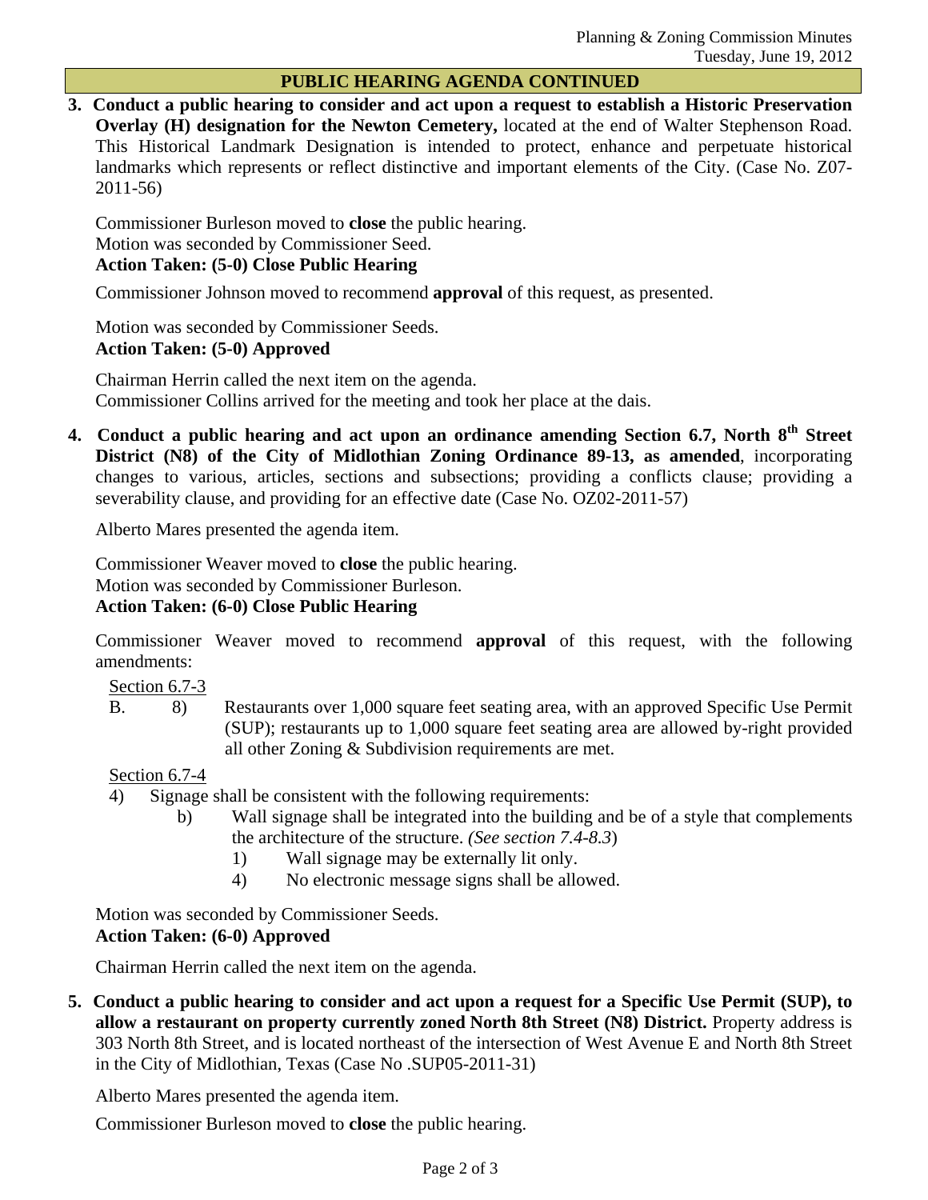## PUBLIC HEARING AGENDA CONTINUED

3. **Conduct a public hearing to consider and act upon a request to establish a Historic Preservation Overlay (H) designation for the Newton Cemetery,** located at the end of Walter Stephenson Road. This Historical Landmark Designation is intended to protect, enhance and perpetuate historical landmarks which represents or reflect distinctive and important elements of the City. (Case No. Z07-2011-56)

   Commissioner Burleson moved to **close** the public hearing.
   Motion was seconded by Commissioner Seed.
   **Action Taken: (5-0) Close Public Hearing**

   Commissioner Johnson moved to recommend **approval** of this request, as presented.

   Motion was seconded by Commissioner Seeds.
   **Action Taken: (5-0) Approved**

   Chairman Herrin called the next item on the agenda.
   Commissioner Collins arrived for the meeting and took her place at the dais.

4. **Conduct a public hearing and act upon an ordinance amending Section 6.7, North 8th Street District (N8) of the City of Midlothian Zoning Ordinance 89-13, as amended**, incorporating changes to various, articles, sections and subsections; providing a conflicts clause; providing a severability clause, and providing for an effective date (Case No. OZ02-2011-57)

   Alberto Mares presented the agenda item.

   Commissioner Weaver moved to **close** the public hearing.
   Motion was seconded by Commissioner Burleson.
   **Action Taken: (6-0) Close Public Hearing**

   Commissioner Weaver moved to recommend **approval** of this request, with the following amendments:

   Section 6.7-3

   B. 8) Restaurants over 1,000 square feet seating area, with an approved Specific Use Permit (SUP); restaurants up to 1,000 square feet seating area are allowed by-right provided all other Zoning & Subdivision requirements are met.

   Section 6.7-4

   4) Signage shall be consistent with the following requirements:
      - b) Wall signage shall be integrated into the building and be of a style that complements the architecture of the structure. *(See section 7.4-8.3*)
        - 1) Wall signage may be externally lit only.
        - 4) No electronic message signs shall be allowed.

   Motion was seconded by Commissioner Seeds.
   **Action Taken: (6-0) Approved**

   Chairman Herrin called the next item on the agenda.

5. **Conduct a public hearing to consider and act upon a request for a Specific Use Permit (SUP), to allow a restaurant on property currently zoned North 8th Street (N8) District.** Property address is 303 North 8th Street, and is located northeast of the intersection of West Avenue E and North 8th Street in the City of Midlothian, Texas (Case No .SUP05-2011-31)

   Alberto Mares presented the agenda item.

   Commissioner Burleson moved to **close** the public hearing.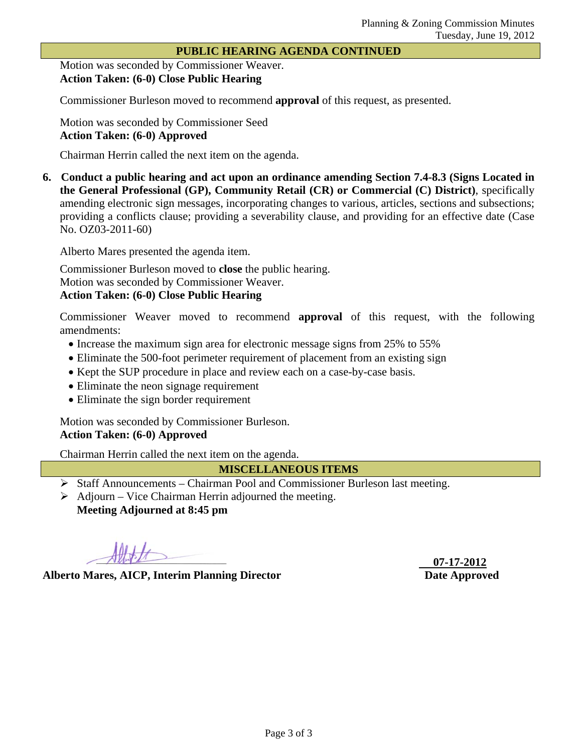## PUBLIC HEARING AGENDA CONTINUED

Motion was seconded by Commissioner Weaver.
**Action Taken: (6-0) Close Public Hearing**

Commissioner Burleson moved to recommend **approval** of this request, as presented.

Motion was seconded by Commissioner Seed
**Action Taken: (6-0) Approved**

Chairman Herrin called the next item on the agenda.

6. **Conduct a public hearing and act upon an ordinance amending Section 7.4-8.3 (Signs Located in the General Professional (GP), Community Retail (CR) or Commercial (C) District)**, specifically amending electronic sign messages, incorporating changes to various, articles, sections and subsections; providing a conflicts clause; providing a severability clause, and providing for an effective date (Case No. OZ03-2011-60)

Alberto Mares presented the agenda item.

Commissioner Burleson moved to **close** the public hearing.
Motion was seconded by Commissioner Weaver.
**Action Taken: (6-0) Close Public Hearing**

Commissioner Weaver moved to recommend **approval** of this request, with the following amendments:

- Increase the maximum sign area for electronic message signs from 25% to 55%
- Eliminate the 500-foot perimeter requirement of placement from an existing sign
- Kept the SUP procedure in place and review each on a case-by-case basis.
- Eliminate the neon signage requirement
- Eliminate the sign border requirement

Motion was seconded by Commissioner Burleson.
**Action Taken: (6-0) Approved**

Chairman Herrin called the next item on the agenda.

## MISCELLANEOUS ITEMS

- Staff Announcements – Chairman Pool and Commissioner Burleson last meeting.
- Adjourn – Vice Chairman Herrin adjourned the meeting.
  **Meeting Adjourned at 8:45 pm**

**Alberto Mares, AICP, Interim Planning Director**

**07-17-2012**
**Date Approved**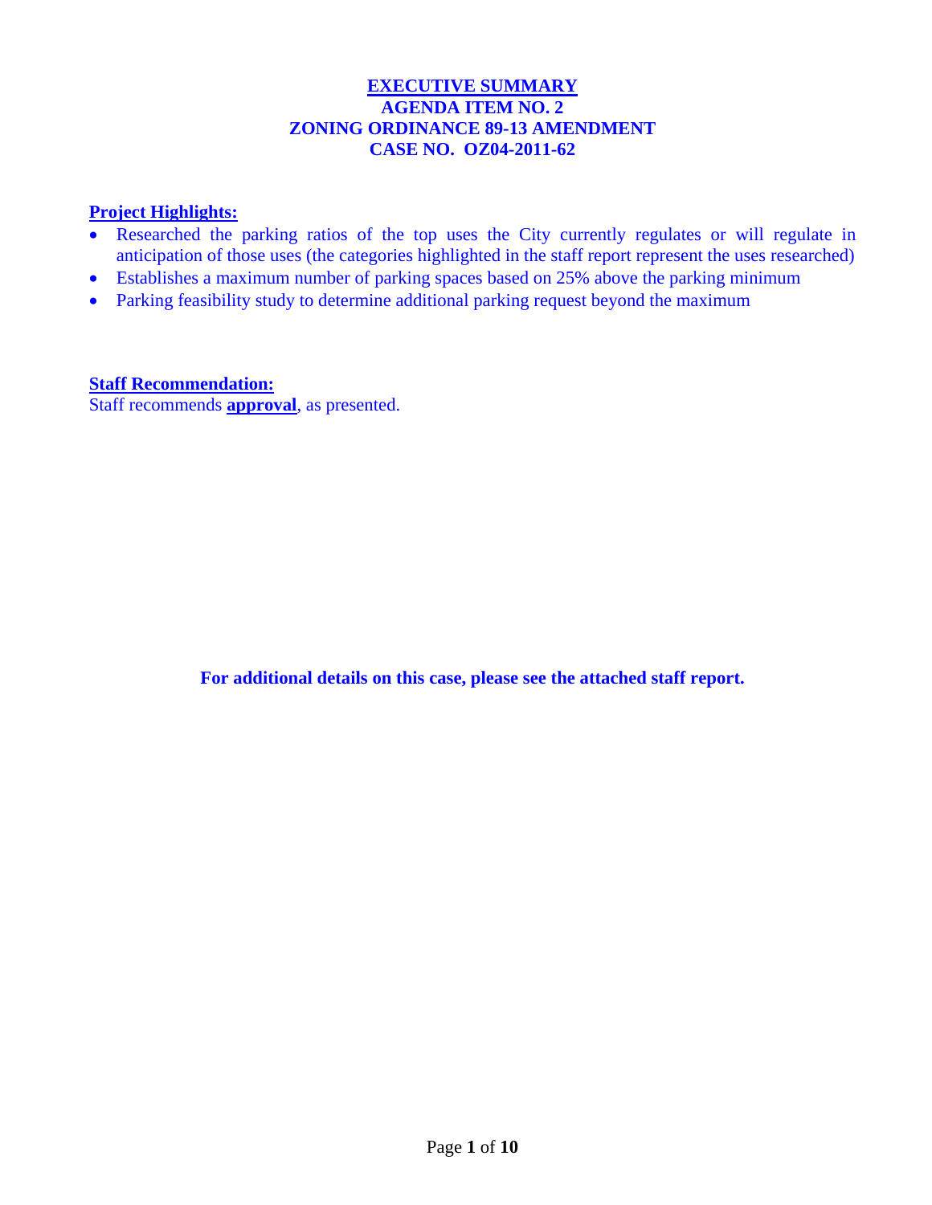# EXECUTIVE SUMMARY
## AGENDA ITEM NO. 2
## ZONING ORDINANCE 89-13 AMENDMENT
## CASE NO. OZ04-2011-62

**Project Highlights:**

- Researched the parking ratios of the top uses the City currently regulates or will regulate in anticipation of those uses (the categories highlighted in the staff report represent the uses researched)
- Establishes a maximum number of parking spaces based on 25% above the parking minimum
- Parking feasibility study to determine additional parking request beyond the maximum

**Staff Recommendation:**

Staff recommends **approval**, as presented.

**For additional details on this case, please see the attached staff report.**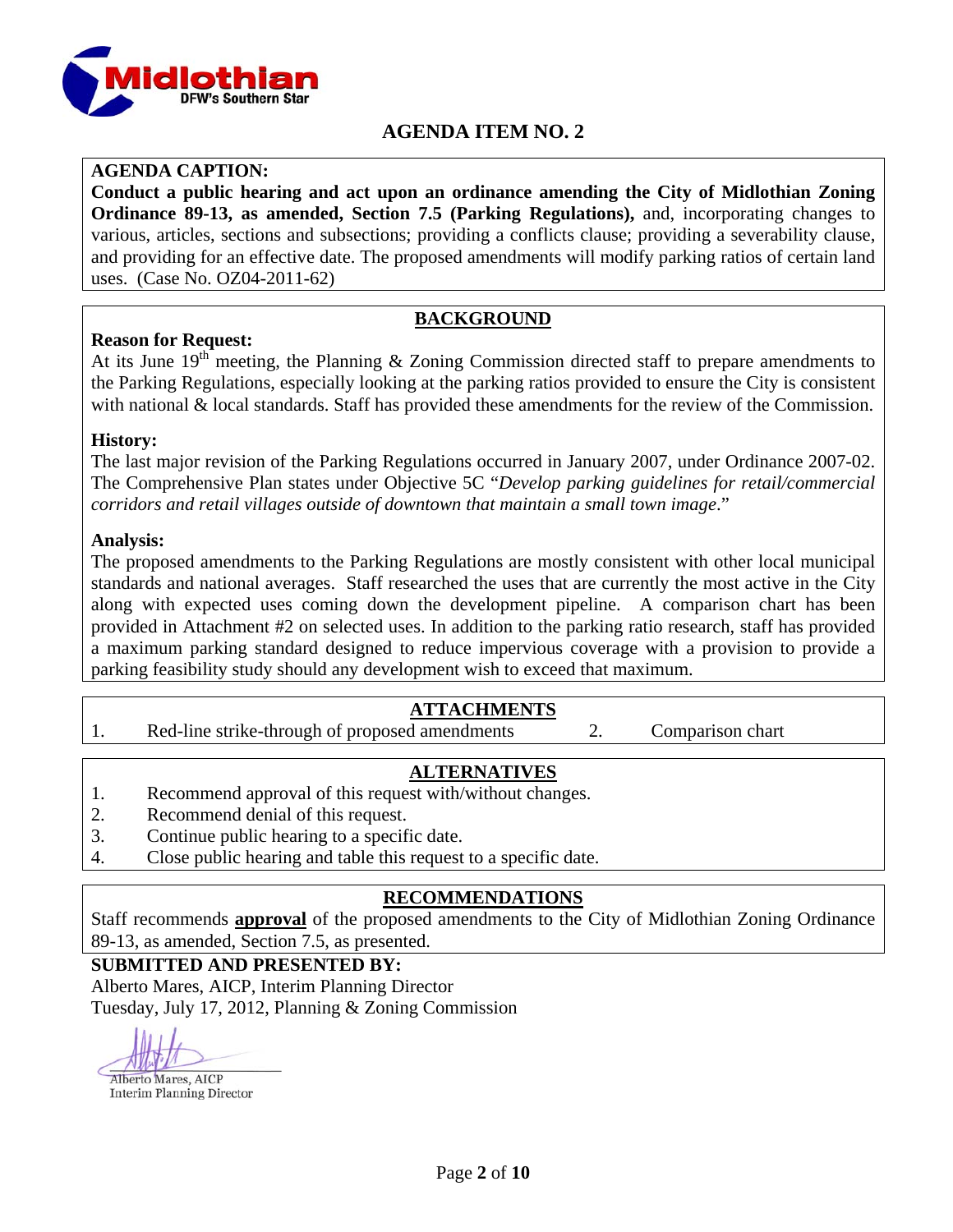# AGENDA ITEM NO. 2

**AGENDA CAPTION:**

**Conduct a public hearing and act upon an ordinance amending the City of Midlothian Zoning Ordinance 89-13, as amended, Section 7.5 (Parking Regulations),** and, incorporating changes to various, articles, sections and subsections; providing a conflicts clause; providing a severability clause, and providing for an effective date. The proposed amendments will modify parking ratios of certain land uses. (Case No. OZ04-2011-62)

## BACKGROUND

**Reason for Request:**

At its June 19th meeting, the Planning & Zoning Commission directed staff to prepare amendments to the Parking Regulations, especially looking at the parking ratios provided to ensure the City is consistent with national & local standards. Staff has provided these amendments for the review of the Commission.

**History:**

The last major revision of the Parking Regulations occurred in January 2007, under Ordinance 2007-02. The Comprehensive Plan states under Objective 5C "*Develop parking guidelines for retail/commercial corridors and retail villages outside of downtown that maintain a small town image.*"

**Analysis:**

The proposed amendments to the Parking Regulations are mostly consistent with other local municipal standards and national averages. Staff researched the uses that are currently the most active in the City along with expected uses coming down the development pipeline. A comparison chart has been provided in Attachment #2 on selected uses. In addition to the parking ratio research, staff has provided a maximum parking standard designed to reduce impervious coverage with a provision to provide a parking feasibility study should any development wish to exceed that maximum.

## ATTACHMENTS

1. Red-line strike-through of proposed amendments
2. Comparison chart

## ALTERNATIVES

1. Recommend approval of this request with/without changes.
2. Recommend denial of this request.
3. Continue public hearing to a specific date.
4. Close public hearing and table this request to a specific date.

## RECOMMENDATIONS

Staff recommends **approval** of the proposed amendments to the City of Midlothian Zoning Ordinance 89-13, as amended, Section 7.5, as presented.

**SUBMITTED AND PRESENTED BY:**

Alberto Mares, AICP, Interim Planning Director
Tuesday, July 17, 2012, Planning & Zoning Commission

Alberto Mares, AICP
Interim Planning Director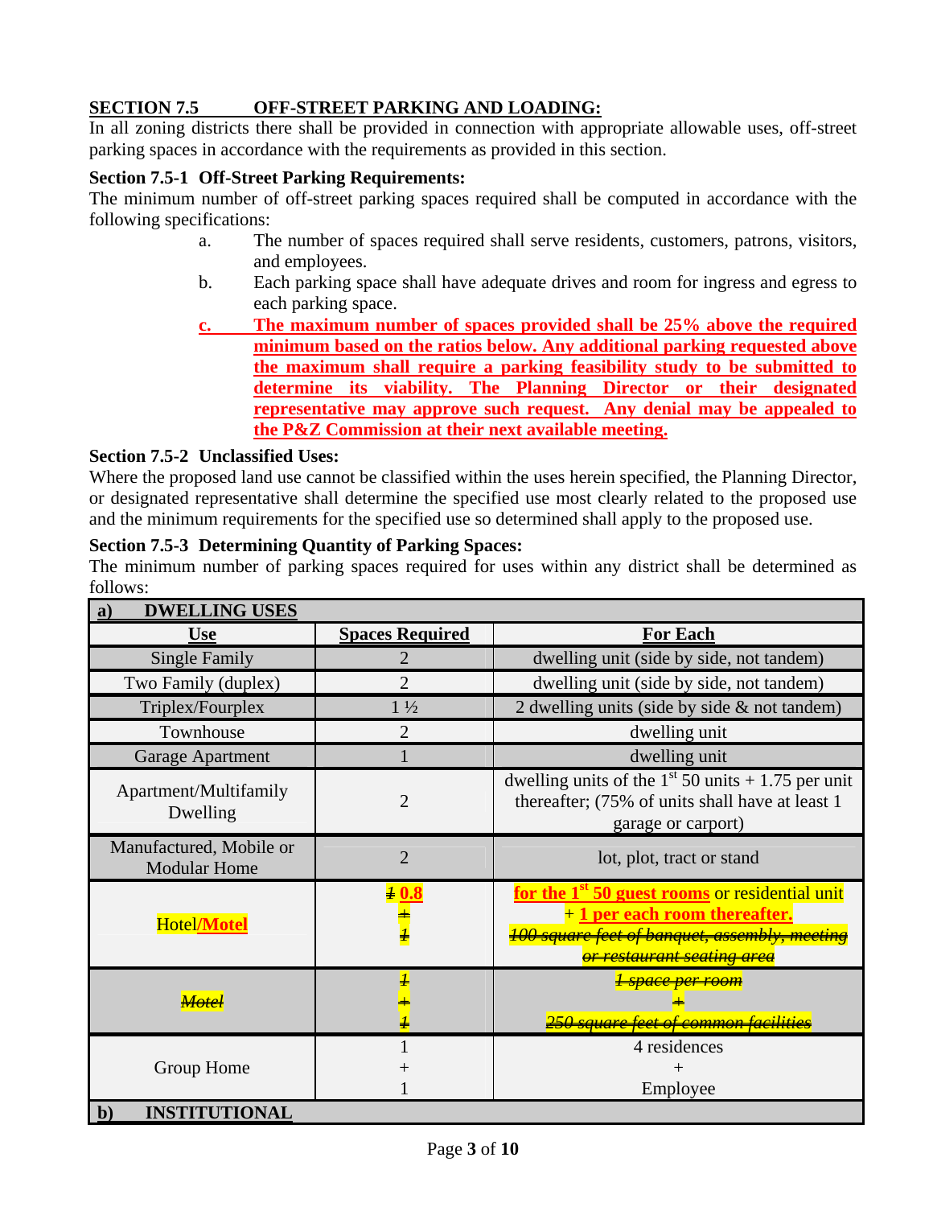## SECTION 7.5 OFF-STREET PARKING AND LOADING:

In all zoning districts there shall be provided in connection with appropriate allowable uses, off-street parking spaces in accordance with the requirements as provided in this section.

### Section 7.5-1 Off-Street Parking Requirements:

The minimum number of off-street parking spaces required shall be computed in accordance with the following specifications:

a. The number of spaces required shall serve residents, customers, patrons, visitors, and employees.

b. Each parking space shall have adequate drives and room for ingress and egress to each parking space.

c. **The maximum number of spaces provided shall be 25% above the required minimum based on the ratios below. Any additional parking requested above the maximum shall require a parking feasibility study to be submitted to determine its viability. The Planning Director or their designated representative may approve such request. Any denial may be appealed to the P&Z Commission at their next available meeting.**

### Section 7.5-2 Unclassified Uses:

Where the proposed land use cannot be classified within the uses herein specified, the Planning Director, or designated representative shall determine the specified use most clearly related to the proposed use and the minimum requirements for the specified use so determined shall apply to the proposed use.

### Section 7.5-3 Determining Quantity of Parking Spaces:

The minimum number of parking spaces required for uses within any district shall be determined as follows:

| **a) DWELLING USES** | | |
|---|---|---|
| **Use** | **Spaces Required** | **For Each** |
| Single Family | 2 | dwelling unit (side by side, not tandem) |
| Two Family (duplex) | 2 | dwelling unit (side by side, not tandem) |
| Triplex/Fourplex | 1 ½ | 2 dwelling units (side by side & not tandem) |
| Townhouse | 2 | dwelling unit |
| Garage Apartment | 1 | dwelling unit |
| Apartment/Multifamily Dwelling | 2 | dwelling units of the 1st 50 units + 1.75 per unit thereafter; (75% of units shall have at least 1 garage or carport) |
| Manufactured, Mobile or Modular Home | 2 | lot, plot, tract or stand |
| Hotel/**Motel** | ~~1~~ **0.8** ~~+ 1~~ | **for the 1st 50 guest rooms** or residential unit + **1 per each room thereafter.** ~~100 square feet of banquet, assembly, meeting or restaurant seating area~~ |
| ~~Motel~~ | ~~1 + 1~~ | ~~1 space per room + 250 square feet of common facilities~~ |
| Group Home | 1 + 1 | 4 residences + Employee |
| **b) INSTITUTIONAL** | | |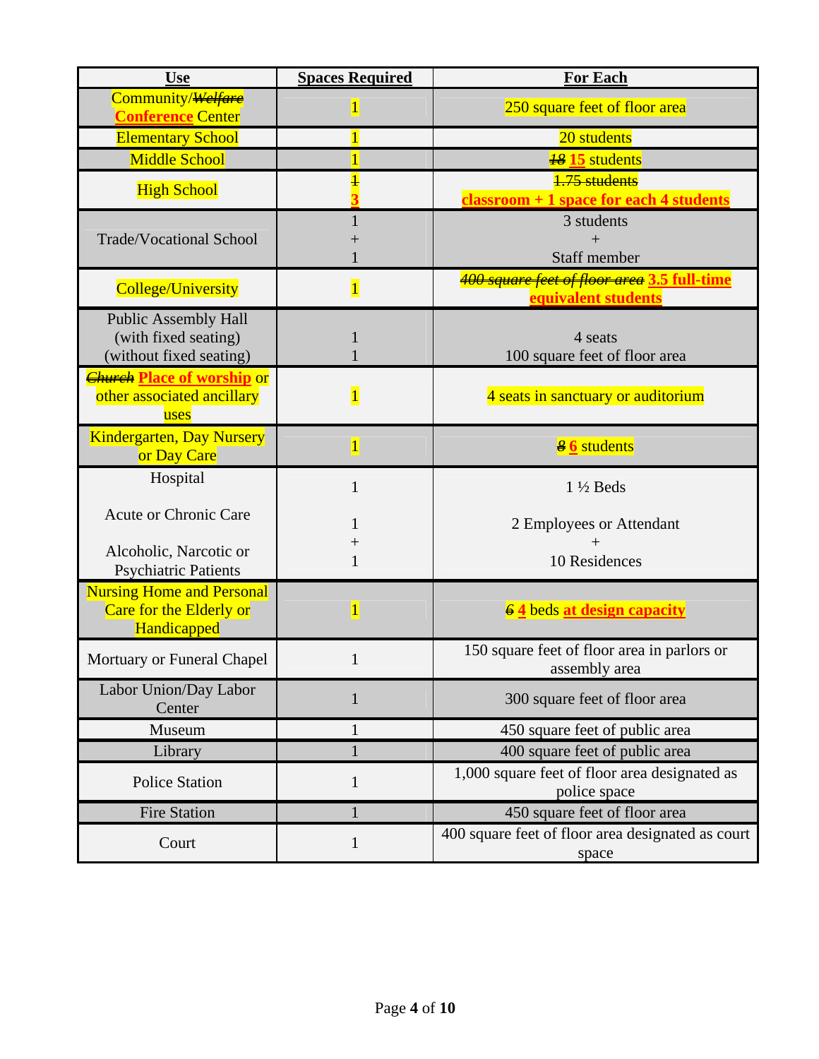| Use | Spaces Required | For Each |
|---|---|---|
| Community/~~*Welfare*~~ **Conference** Center | 1 | 250 square feet of floor area |
| Elementary School | 1 | 20 students |
| Middle School | 1 | ~~*18*~~ **15** students |
| High School | ~~1~~ **3** | ~~1.75 students~~ **classroom + 1 space for each 4 students** |
| Trade/Vocational School | 1 + 1 | 3 students + Staff member |
| College/University | 1 | ~~*400 square feet of floor area*~~ **3.5 full-time equivalent students** |
| Public Assembly Hall (with fixed seating) (without fixed seating) | 1 1 | 4 seats 100 square feet of floor area |
| ~~*Church*~~ **Place of worship** or other associated ancillary uses | 1 | 4 seats in sanctuary or auditorium |
| Kindergarten, Day Nursery or Day Care | 1 | ~~*8*~~ **6** students |
| Hospital Acute or Chronic Care Alcoholic, Narcotic or Psychiatric Patients | 1 1 + 1 | 1 ½ Beds 2 Employees or Attendant + 10 Residences |
| Nursing Home and Personal Care for the Elderly or Handicapped | 1 | ~~*6*~~ **4** beds **at design capacity** |
| Mortuary or Funeral Chapel | 1 | 150 square feet of floor area in parlors or assembly area |
| Labor Union/Day Labor Center | 1 | 300 square feet of floor area |
| Museum | 1 | 450 square feet of public area |
| Library | 1 | 400 square feet of public area |
| Police Station | 1 | 1,000 square feet of floor area designated as police space |
| Fire Station | 1 | 450 square feet of floor area |
| Court | 1 | 400 square feet of floor area designated as court space |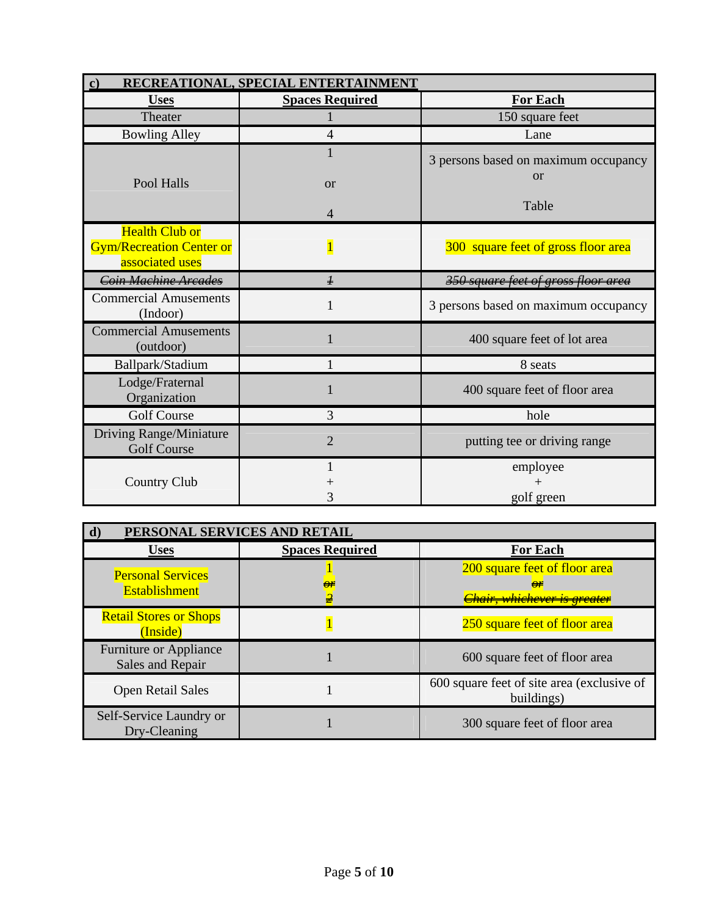| c) RECREATIONAL, SPECIAL ENTERTAINMENT | | |
|---|---|---|
| **Uses** | **Spaces Required** | **For Each** |
| Theater | 1 | 150 square feet |
| Bowling Alley | 4 | Lane |
| Pool Halls | 1 or 4 | 3 persons based on maximum occupancy or Table |
| Health Club or Gym/Recreation Center or associated uses | 1 | 300 square feet of gross floor area |
| ~~Coin Machine Arcades~~ | ~~1~~ | ~~350 square feet of gross floor area~~ |
| Commercial Amusements (Indoor) | 1 | 3 persons based on maximum occupancy |
| Commercial Amusements (outdoor) | 1 | 400 square feet of lot area |
| Ballpark/Stadium | 1 | 8 seats |
| Lodge/Fraternal Organization | 1 | 400 square feet of floor area |
| Golf Course | 3 | hole |
| Driving Range/Miniature Golf Course | 2 | putting tee or driving range |
| Country Club | 1 + 3 | employee + golf green |

| d) PERSONAL SERVICES AND RETAIL | | |
|---|---|---|
| **Uses** | **Spaces Required** | **For Each** |
| Personal Services Establishment | 1 ~~or 2~~ | 200 square feet of floor area ~~or Chair, whichever is greater~~ |
| Retail Stores or Shops (Inside) | 1 | 250 square feet of floor area |
| Furniture or Appliance Sales and Repair | 1 | 600 square feet of floor area |
| Open Retail Sales | 1 | 600 square feet of site area (exclusive of buildings) |
| Self-Service Laundry or Dry-Cleaning | 1 | 300 square feet of floor area |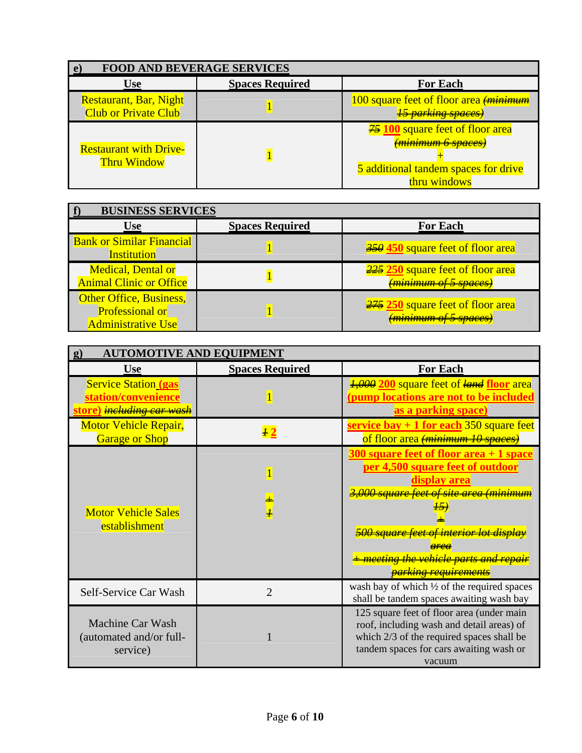| e) FOOD AND BEVERAGE SERVICES | | |
|---|---|---|
| **Use** | **Spaces Required** | **For Each** |
| Restaurant, Bar, Night Club or Private Club | 1 | 100 square feet of floor area ~~*(minimum 15 parking spaces)*~~ |
| Restaurant with Drive-Thru Window | 1 | ~~*75*~~ **100** square feet of floor area ~~*(minimum 6 spaces)*~~ + 5 additional tandem spaces for drive thru windows |

| f) BUSINESS SERVICES | | |
|---|---|---|
| **Use** | **Spaces Required** | **For Each** |
| Bank or Similar Financial Institution | 1 | ~~*350*~~ **450** square feet of floor area |
| Medical, Dental or Animal Clinic or Office | 1 | ~~*225*~~ **250** square feet of floor area ~~*(minimum of 5 spaces)*~~ |
| Other Office, Business, Professional or Administrative Use | 1 | ~~*275*~~ **250** square feet of floor area ~~*(minimum of 5 spaces)*~~ |

| g) AUTOMOTIVE AND EQUIPMENT | | |
|---|---|---|
| **Use** | **Spaces Required** | **For Each** |
| Service Station **(gas station/convenience store)** ~~*including car wash*~~ | 1 | ~~*1,000*~~ **200** square feet of ~~*land*~~ **floor** area **(pump locations are not to be included as a parking space)** |
| Motor Vehicle Repair, Garage or Shop | ~~*1*~~ **2** | **service bay + 1 for each** 350 square feet of floor area ~~*(minimum 10 spaces)*~~ |
| Motor Vehicle Sales establishment | 1 ~~*+ 1*~~ | **300 square feet of floor area + 1 space per 4,500 square feet of outdoor display area** ~~*3,000 square feet of site area (minimum 15) + 500 square feet of interior lot display area + meeting the vehicle parts and repair parking requirements*~~ |
| Self-Service Car Wash | 2 | wash bay of which ½ of the required spaces shall be tandem spaces awaiting wash bay |
| Machine Car Wash (automated and/or full-service) | 1 | 125 square feet of floor area (under main roof, including wash and detail areas) of which 2/3 of the required spaces shall be tandem spaces for cars awaiting wash or vacuum |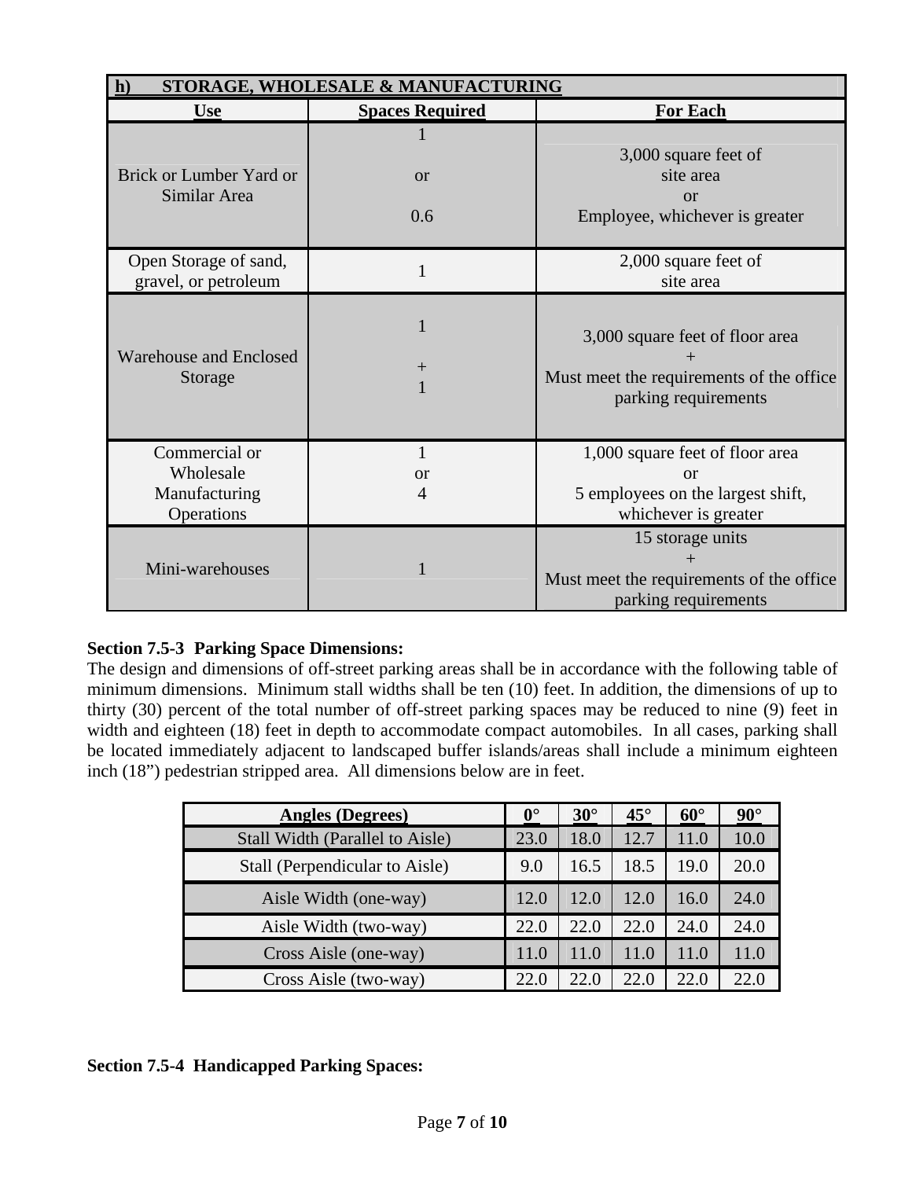| h) STORAGE, WHOLESALE & MANUFACTURING | | |
|---|---|---|
| **Use** | **Spaces Required** | **For Each** |
| Brick or Lumber Yard or Similar Area | 1 or 0.6 | 3,000 square feet of site area or Employee, whichever is greater |
| Open Storage of sand, gravel, or petroleum | 1 | 2,000 square feet of site area |
| Warehouse and Enclosed Storage | 1 + 1 | 3,000 square feet of floor area + Must meet the requirements of the office parking requirements |
| Commercial or Wholesale Manufacturing Operations | 1 or 4 | 1,000 square feet of floor area or 5 employees on the largest shift, whichever is greater |
| Mini-warehouses | 1 | 15 storage units + Must meet the requirements of the office parking requirements |

**Section 7.5-3 Parking Space Dimensions:**

The design and dimensions of off-street parking areas shall be in accordance with the following table of minimum dimensions. Minimum stall widths shall be ten (10) feet. In addition, the dimensions of up to thirty (30) percent of the total number of off-street parking spaces may be reduced to nine (9) feet in width and eighteen (18) feet in depth to accommodate compact automobiles. In all cases, parking shall be located immediately adjacent to landscaped buffer islands/areas shall include a minimum eighteen inch (18") pedestrian stripped area. All dimensions below are in feet.

| Angles (Degrees) | 0° | 30° | 45° | 60° | 90° |
|---|---|---|---|---|---|
| Stall Width (Parallel to Aisle) | 23.0 | 18.0 | 12.7 | 11.0 | 10.0 |
| Stall (Perpendicular to Aisle) | 9.0 | 16.5 | 18.5 | 19.0 | 20.0 |
| Aisle Width (one-way) | 12.0 | 12.0 | 12.0 | 16.0 | 24.0 |
| Aisle Width (two-way) | 22.0 | 22.0 | 22.0 | 24.0 | 24.0 |
| Cross Aisle (one-way) | 11.0 | 11.0 | 11.0 | 11.0 | 11.0 |
| Cross Aisle (two-way) | 22.0 | 22.0 | 22.0 | 22.0 | 22.0 |

**Section 7.5-4 Handicapped Parking Spaces:**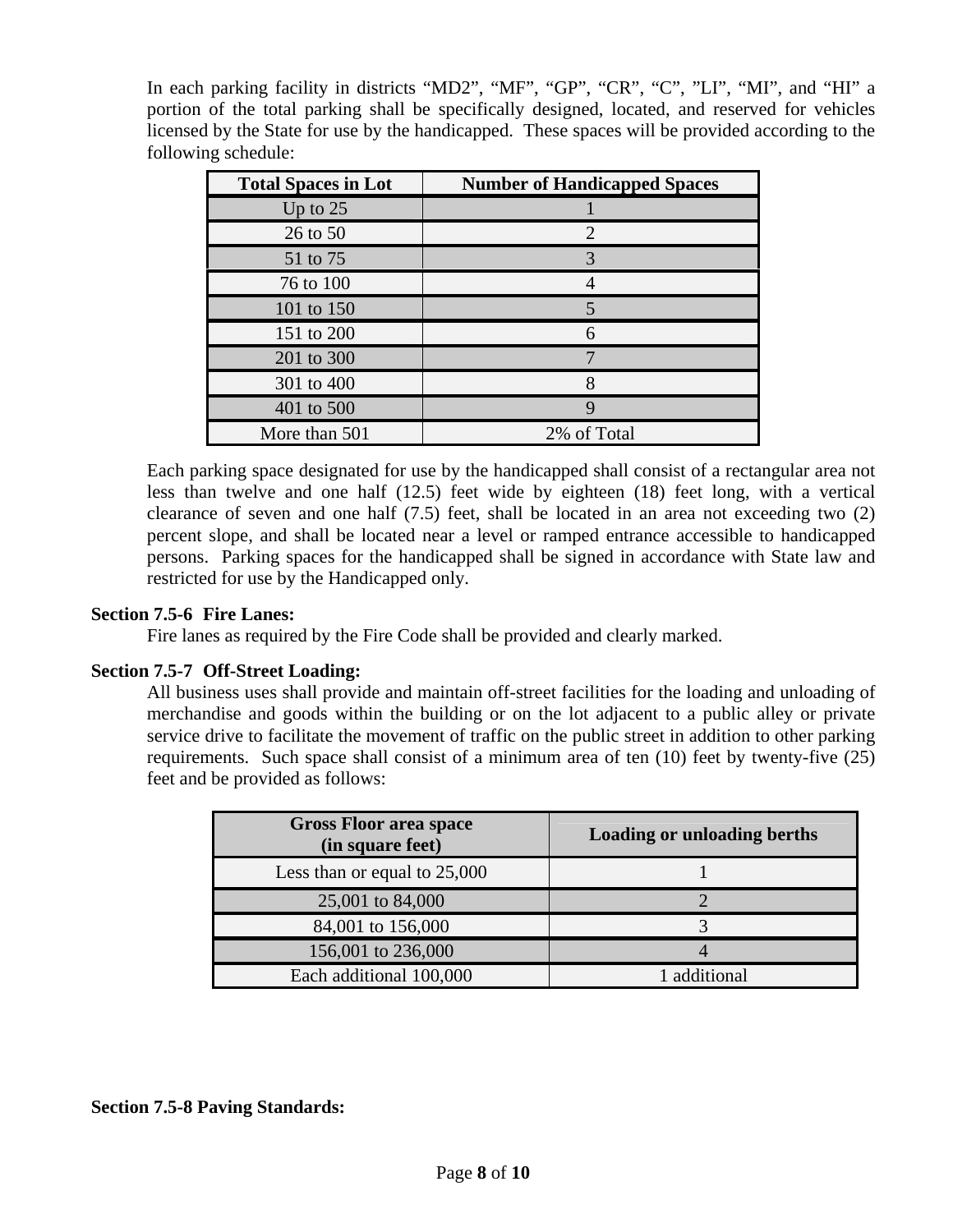In each parking facility in districts "MD2", "MF", "GP", "CR", "C", "LI", "MI", and "HI" a portion of the total parking shall be specifically designed, located, and reserved for vehicles licensed by the State for use by the handicapped. These spaces will be provided according to the following schedule:

| Total Spaces in Lot | Number of Handicapped Spaces |
|---|---|
| Up to 25 | 1 |
| 26 to 50 | 2 |
| 51 to 75 | 3 |
| 76 to 100 | 4 |
| 101 to 150 | 5 |
| 151 to 200 | 6 |
| 201 to 300 | 7 |
| 301 to 400 | 8 |
| 401 to 500 | 9 |
| More than 501 | 2% of Total |

Each parking space designated for use by the handicapped shall consist of a rectangular area not less than twelve and one half (12.5) feet wide by eighteen (18) feet long, with a vertical clearance of seven and one half (7.5) feet, shall be located in an area not exceeding two (2) percent slope, and shall be located near a level or ramped entrance accessible to handicapped persons. Parking spaces for the handicapped shall be signed in accordance with State law and restricted for use by the Handicapped only.

**Section 7.5-6 Fire Lanes:**

Fire lanes as required by the Fire Code shall be provided and clearly marked.

**Section 7.5-7 Off-Street Loading:**

All business uses shall provide and maintain off-street facilities for the loading and unloading of merchandise and goods within the building or on the lot adjacent to a public alley or private service drive to facilitate the movement of traffic on the public street in addition to other parking requirements. Such space shall consist of a minimum area of ten (10) feet by twenty-five (25) feet and be provided as follows:

| Gross Floor area space (in square feet) | Loading or unloading berths |
|---|---|
| Less than or equal to 25,000 | 1 |
| 25,001 to 84,000 | 2 |
| 84,001 to 156,000 | 3 |
| 156,001 to 236,000 | 4 |
| Each additional 100,000 | 1 additional |

**Section 7.5-8 Paving Standards:**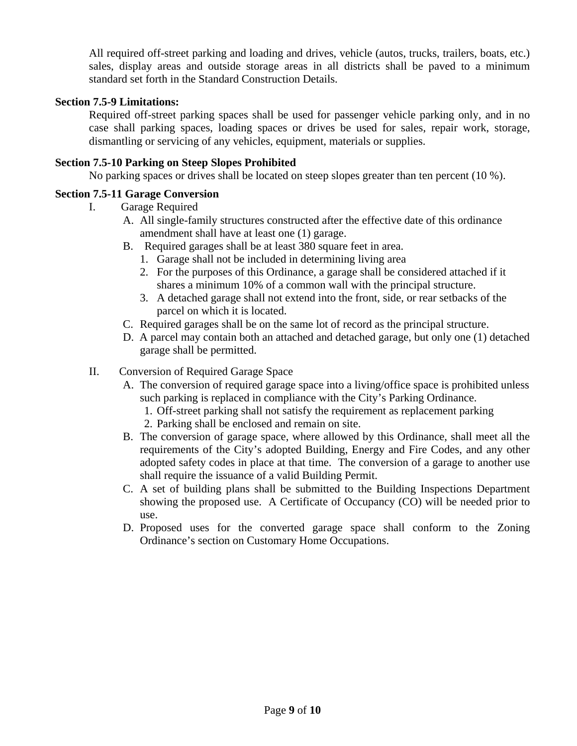All required off-street parking and loading and drives, vehicle (autos, trucks, trailers, boats, etc.) sales, display areas and outside storage areas in all districts shall be paved to a minimum standard set forth in the Standard Construction Details.

**Section 7.5-9 Limitations:**

Required off-street parking spaces shall be used for passenger vehicle parking only, and in no case shall parking spaces, loading spaces or drives be used for sales, repair work, storage, dismantling or servicing of any vehicles, equipment, materials or supplies.

**Section 7.5-10 Parking on Steep Slopes Prohibited**

No parking spaces or drives shall be located on steep slopes greater than ten percent (10 %).

**Section 7.5-11 Garage Conversion**

I. Garage Required

- A. All single-family structures constructed after the effective date of this ordinance amendment shall have at least one (1) garage.
- B. Required garages shall be at least 380 square feet in area.
  1. Garage shall not be included in determining living area
  2. For the purposes of this Ordinance, a garage shall be considered attached if it shares a minimum 10% of a common wall with the principal structure.
  3. A detached garage shall not extend into the front, side, or rear setbacks of the parcel on which it is located.
- C. Required garages shall be on the same lot of record as the principal structure.
- D. A parcel may contain both an attached and detached garage, but only one (1) detached garage shall be permitted.

II. Conversion of Required Garage Space

- A. The conversion of required garage space into a living/office space is prohibited unless such parking is replaced in compliance with the City's Parking Ordinance.
  1. Off-street parking shall not satisfy the requirement as replacement parking
  2. Parking shall be enclosed and remain on site.
- B. The conversion of garage space, where allowed by this Ordinance, shall meet all the requirements of the City's adopted Building, Energy and Fire Codes, and any other adopted safety codes in place at that time. The conversion of a garage to another use shall require the issuance of a valid Building Permit.
- C. A set of building plans shall be submitted to the Building Inspections Department showing the proposed use. A Certificate of Occupancy (CO) will be needed prior to use.
- D. Proposed uses for the converted garage space shall conform to the Zoning Ordinance's section on Customary Home Occupations.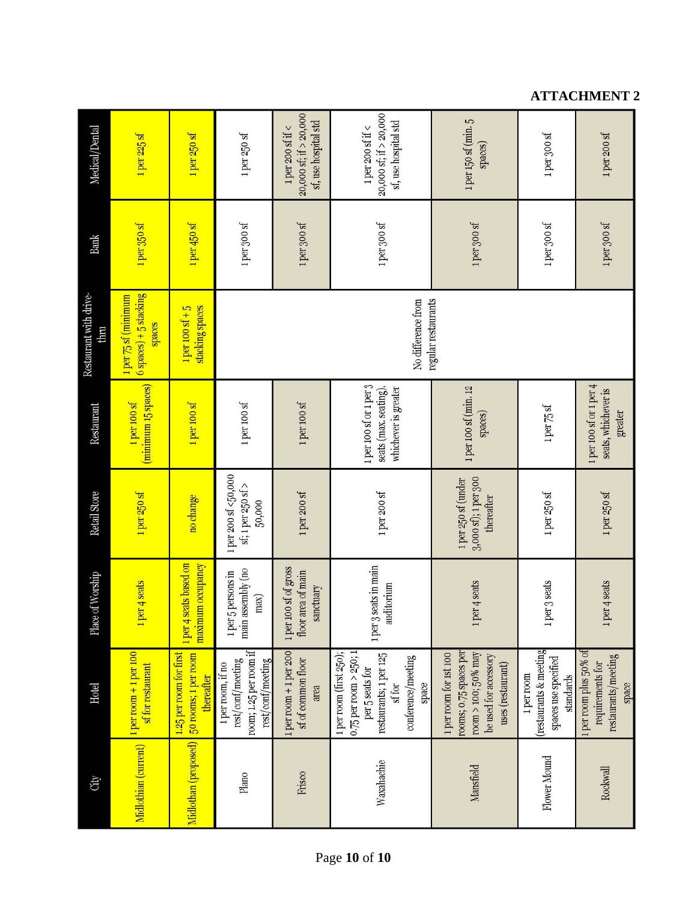# ATTACHMENT 2

| City | Hotel | Place of Worship | Retail Store | Restaurant | Restaurant with drive-thru | Bank | Medical/Dental |
|---|---|---|---|---|---|---|---|
| Midlothian (current) | 1 per room + 1 per 100 sf for restaurant | 1 per 4 seats | 1 per 250 sf | 1 per 100 sf (minimum 15 spaces) | 1 per 75 sf (minimum 6 spaces) + 5 stacking spaces | 1 per 350 sf | 1 per 225 sf |
| Midlothian (proposed) | 1.25 per room for first 50 rooms; 1 per room thereafter | 1 per 4 seats based on maximum occupancy | no change | 1 per 100 sf | 1 per 100 sf + 5 stacking spaces | 1 per 450 sf | 1 per 250 sf |
| Plano | 1 per room, if no rest/conf/meeting room; 1.25 per room if rest/conf/meeting | 1 per 5 persons in main assembly (no max) | 1 per 200 sf <50,000 sf; 1 per 250 sf > 50,000 | 1 per 100 sf | No difference from regular restaurants | 1 per 300 sf | 1 per 250 sf |
| Frisco | 1 per room + 1 per 200 sf of common floor area | 1 per 100 sf of gross floor area of main sanctuary | 1 per 200 sf | 1 per 100 sf | No difference from regular restaurants | 1 per 300 sf | 1 per 200 sf if < 20,000 sf; if > 20,000 sf, use hospital std |
| Waxahachie | 1 per room (first 250); 0.75 per room > 250; 1 per 5 seats for restaurants; 1 per 125 sf for conference/meeting space | 1 per 3 seats in main auditorium | 1 per 200 sf | 1 per 100 sf or 1 per 3 seats (max. seating), whichever is greater | No difference from regular restaurants | 1 per 300 sf | 1 per 200 sf if < 20,000 sf; if > 20,000 sf, use hospital std |
| Mansfield | 1 per room for 1st 100 rooms; 0.75 spaces per room > 100; 50% may be used for accessory uses (restaurant) | 1 per 4 seats | 1 per 250 sf (under 3,000 sf); 1 per 300 thereafter | 1 per 100 sf (min. 12 spaces) | No difference from regular restaurants | 1 per 300 sf | 1 per 150 sf (min. 5 spaces) |
| Flower Mound | 1 per room (restaurants & meeting spaces use specified standards | 1 per 3 seats | 1 per 250 sf | 1 per 75 sf | No difference from regular restaurants | 1 per 300 sf | 1 per 300 sf |
| Rockwall | 1 per room plus 50% of requirements for restaurants/meeting space | 1 per 4 seats | 1 per 250 sf | 1 per 100 sf or 1 per 4 seats, whichever is greater | No difference from regular restaurants | 1 per 300 sf | 1 per 200 sf |